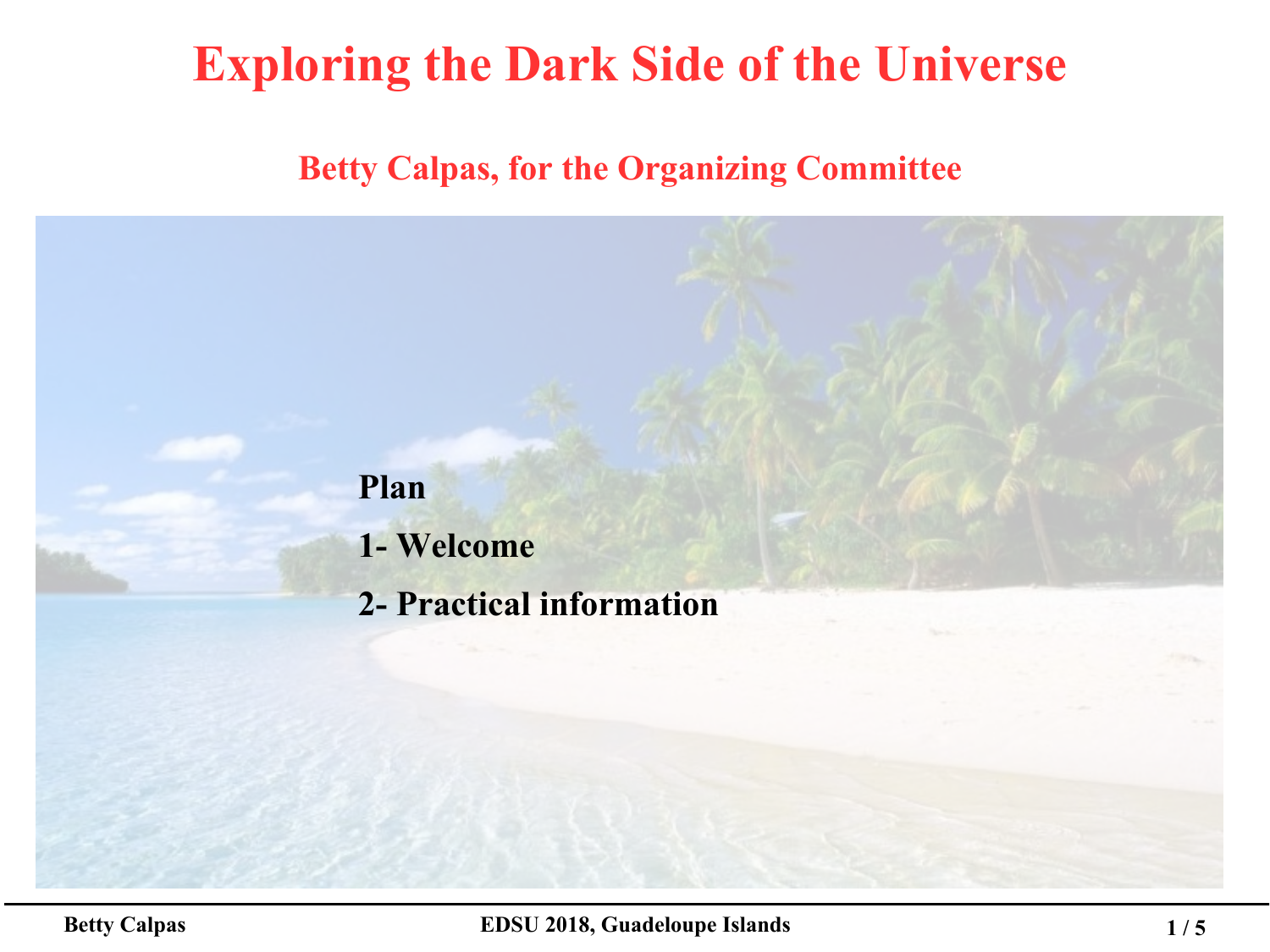# Exploring the Dark Side of the Universe

## Betty Calpas, for the Organizing Committee

**Plan**

**1- Welcome**

**2- Practical information**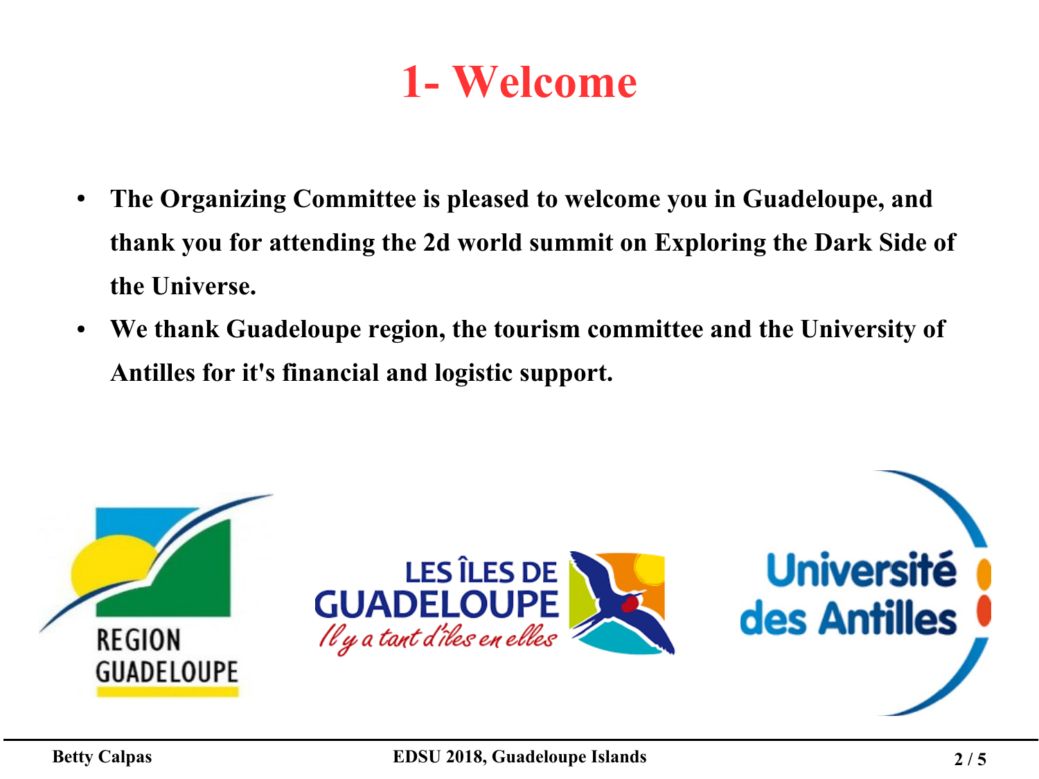# 1- Welcome

- **The Organizing Committee is pleased to welcome you in Guadeloupe, and thank you for attending the 2d world summit on Exploring the Dark Side of the Universe.**
- **We thank Guadeloupe region, the tourism committee and the University of Antilles for it's financial and logistic support.**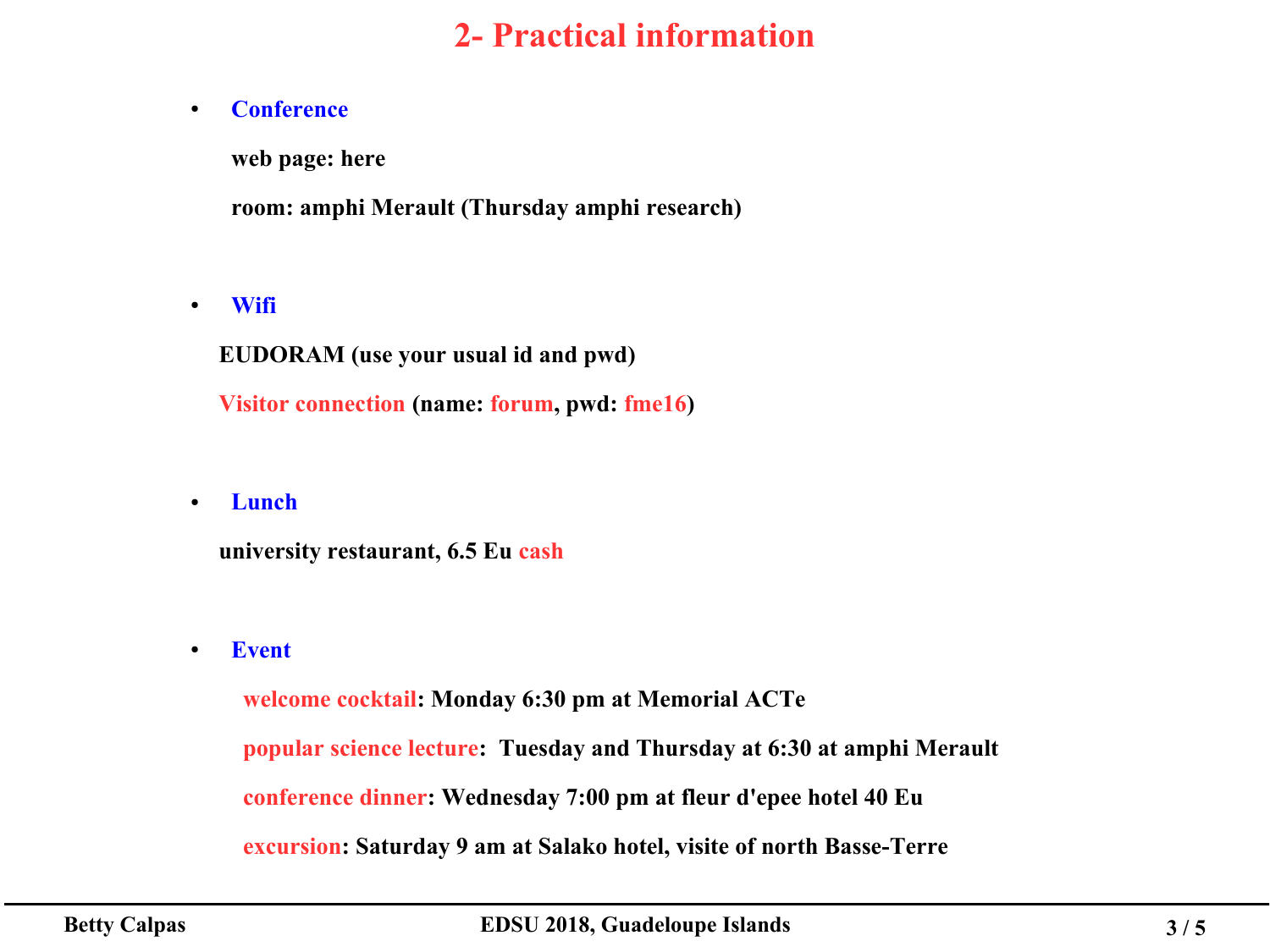# 2- Practical information

- **Conference**

  **web page: here**

  **room: amphi Merault (Thursday amphi research)**

- **Wifi**

  **EUDORAM (use your usual id and pwd)**

  **Visitor connection (name: forum, pwd: fme16)**

- **Lunch**

  **university restaurant, 6.5 Eu cash**

- **Event**

  **welcome cocktail: Monday 6:30 pm at Memorial ACTe**

  **popular science lecture: Tuesday and Thursday at 6:30 at amphi Merault**

  **conference dinner: Wednesday 7:00 pm at fleur d'epee hotel 40 Eu**

  **excursion: Saturday 9 am at Salako hotel, visite of north Basse-Terre**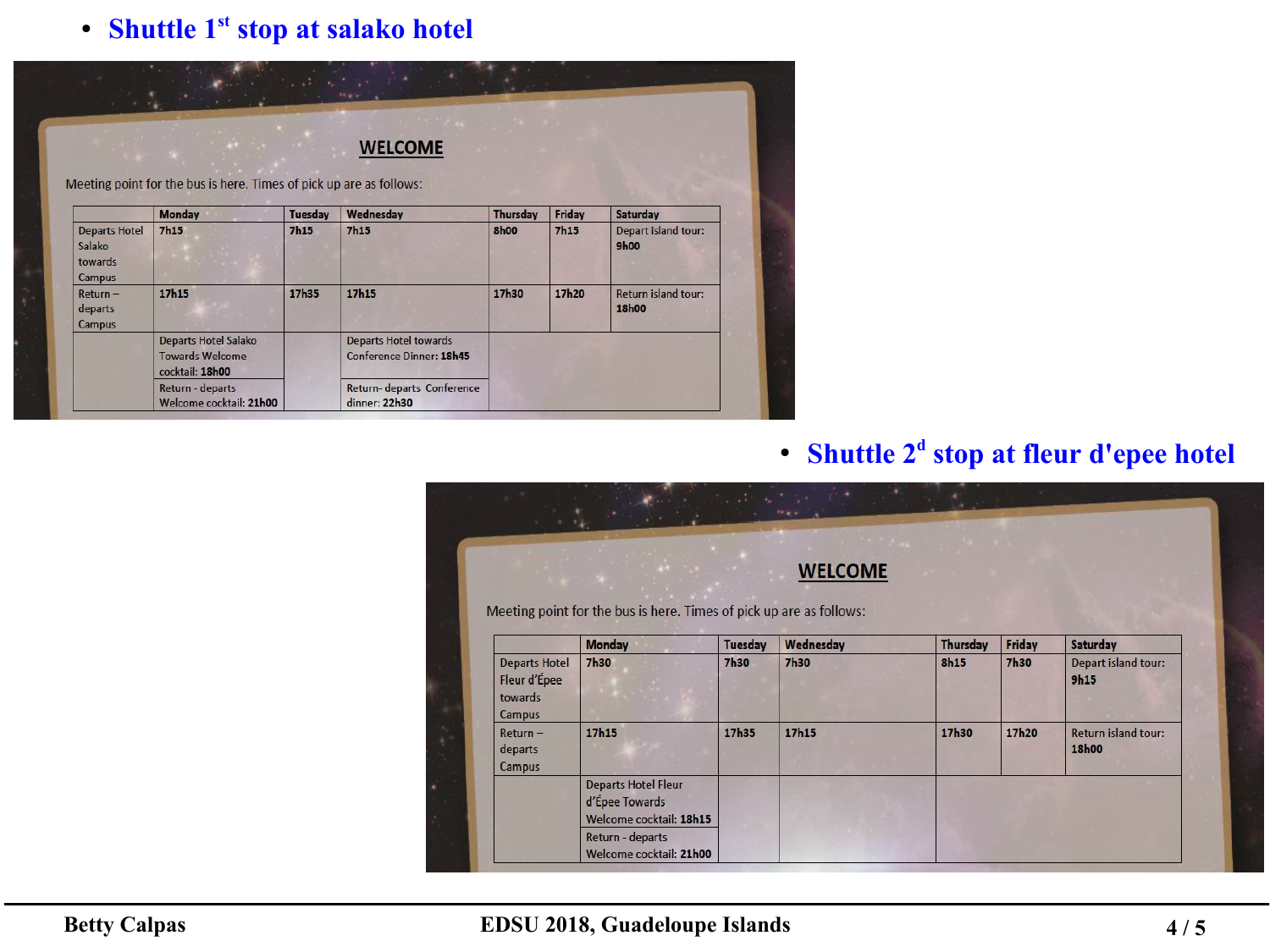- **Shuttle 1st stop at salako hotel**

**WELCOME**

Meeting point for the bus is here. Times of pick up are as follows:

| | Monday | Tuesday | Wednesday | Thursday | Friday | Saturday |
|---|---|---|---|---|---|---|
| Departs Hotel Salako towards Campus | **7h15** | **7h15** | **7h15** | **8h00** | **7h15** | Depart island tour: **9h00** |
| Return – departs Campus | **17h15** | **17h35** | **17h15** | **17h30** | **17h20** | Return island tour: **18h00** |
| | Departs Hotel Salako Towards Welcome cocktail: **18h00** | | Departs Hotel towards Conference Dinner: **18h45** | | | |
| | Return - departs Welcome cocktail: **21h00** | | Return- departs Conference dinner: **22h30** | | | |

- **Shuttle 2d stop at fleur d'epee hotel**

**WELCOME**

Meeting point for the bus is here. Times of pick up are as follows:

| | Monday | Tuesday | Wednesday | Thursday | Friday | Saturday |
|---|---|---|---|---|---|---|
| Departs Hotel Fleur d'Épee towards Campus | **7h30** | **7h30** | **7h30** | **8h15** | **7h30** | Depart island tour: **9h15** |
| Return – departs Campus | **17h15** | **17h35** | **17h15** | **17h30** | **17h20** | Return island tour: **18h00** |
| | Departs Hotel Fleur d'Épee Towards Welcome cocktail: **18h15** | | | | | |
| | Return - departs Welcome cocktail: **21h00** | | | | | |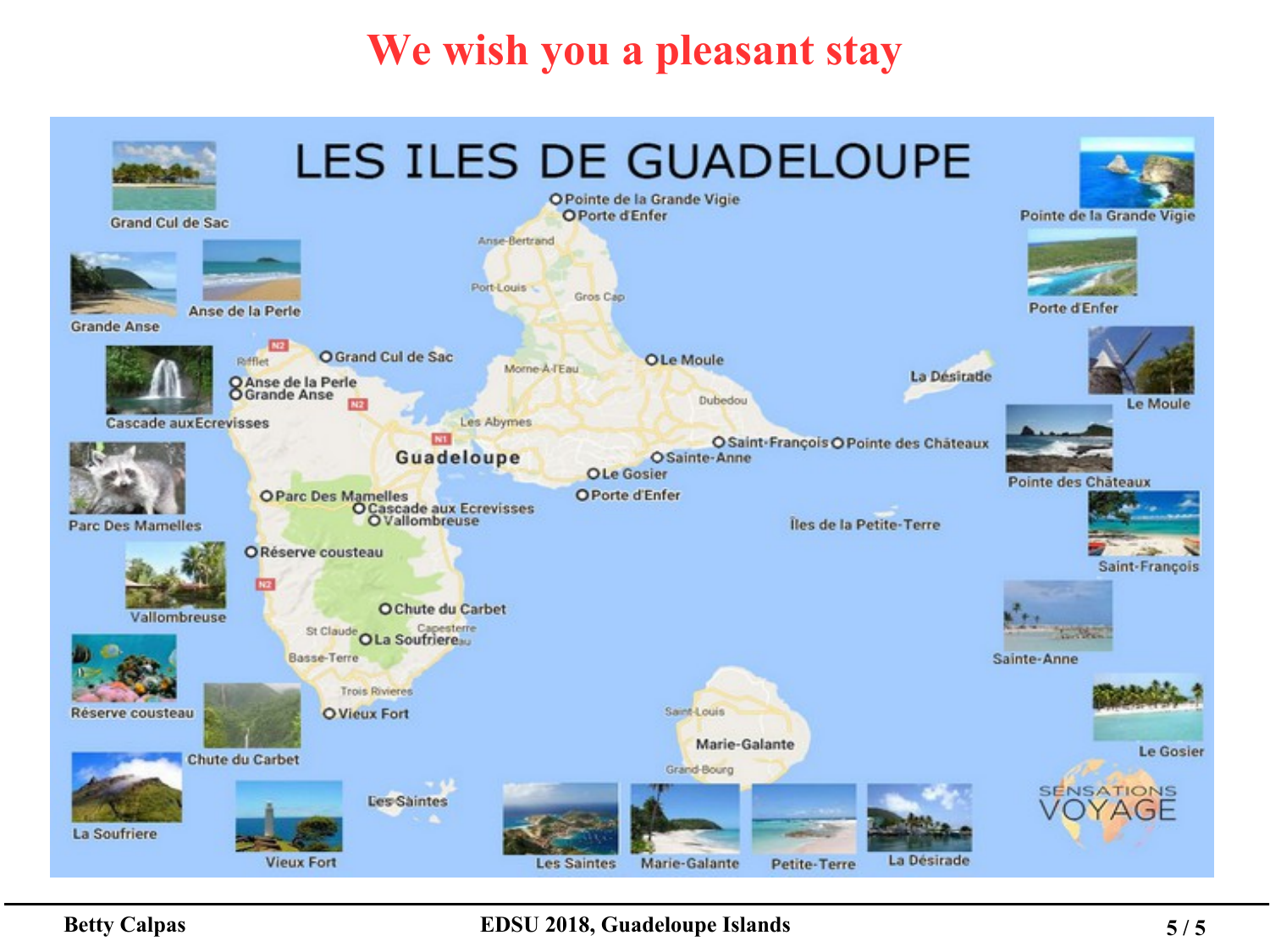# We wish you a pleasant stay

LES ILES DE GUADELOUPE

Grand Cul de Sac

Grande Anse

Anse de la Perle

Cascade auxEcrevisses

Parc Des Mamelles

Vallombreuse

Réserve cousteau

Chute du Carbet

La Soufriere

Vieux Fort

Les Saintes

Marie-Galante

Petite-Terre

La Désirade

Pointe de la Grande Vigie

Porte d'Enfer

Le Moule

Pointe des Châteaux

Saint-François

Sainte-Anne

Le Gosier

Pointe de la Grande Vigie

Porte d'Enfer

Anse-Bertrand

Port-Louis

Gros Cap

Grand Cul de Sac

Anse de la Perle

Grande Anse

Morne-A-l'Eau

Le Moule

La Désirade

Dubedou

Les Abymes

Saint-François

Pointe des Châteaux

Guadeloupe

Sainte-Anne

Le Gosier

Porte d'Enfer

Parc Des Mamelles

Cascade aux Ecrevisses

Vallombreuse

Îles de la Petite-Terre

Réserve cousteau

Chute du Carbet

St Claude

La Soufriere

Capesterre

Basse-Terre

Trois Rivieres

Vieux Fort

Saint-Louis

Marie-Galante

Grand-Bourg

Les Saintes

SENSATIONS VOYAGE